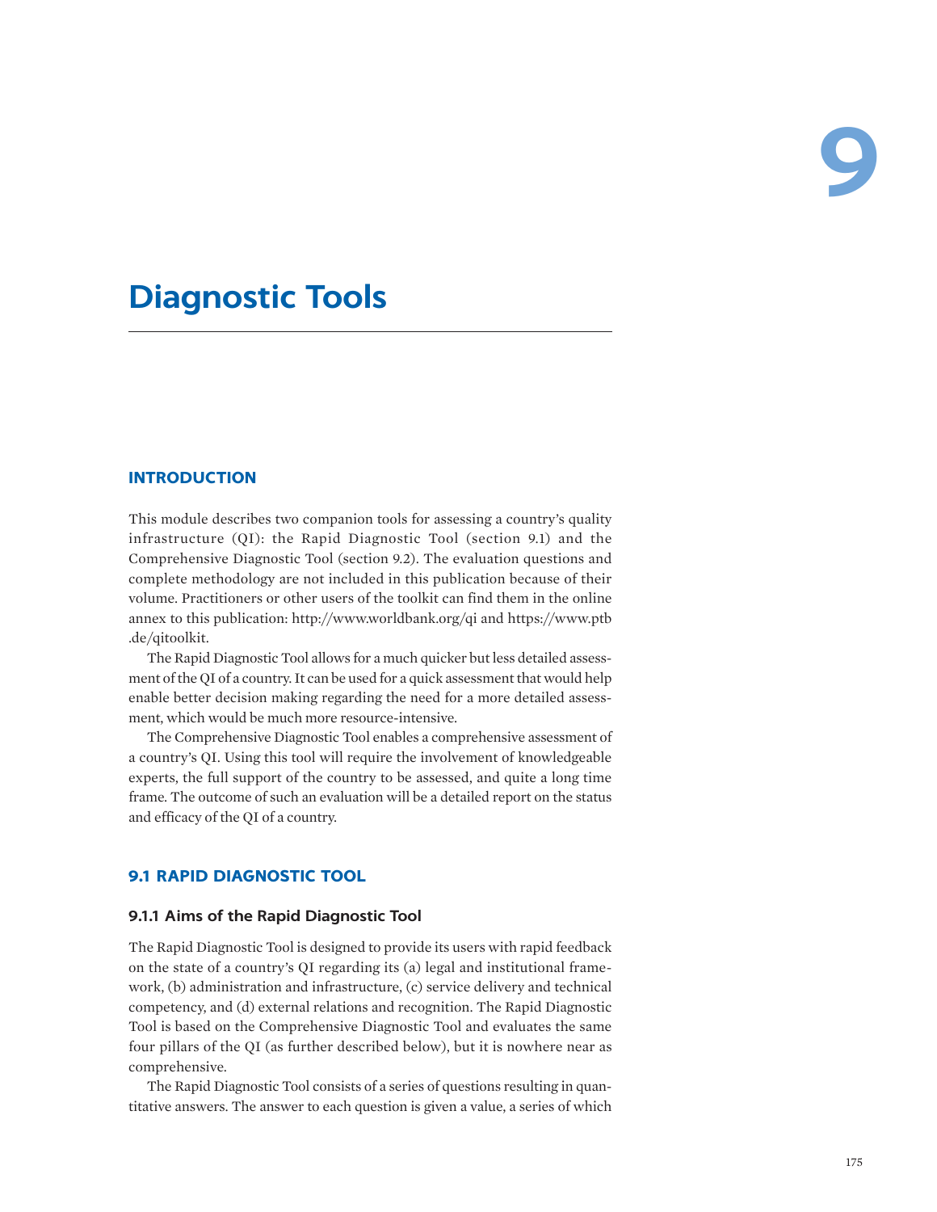# 9

# Diagnostic Tools

## INTRODUCTION

This module describes two companion tools for assessing a country's quality infrastructure (QI): the Rapid Diagnostic Tool (section 9.1) and the Comprehensive Diagnostic Tool (section 9.2). The evaluation questions and complete methodology are not included in this publication because of their volume. Practitioners or other users of the toolkit can find them in the online annex to this publication: http://www.worldbank.org/qi and https://www.ptb.de/qitoolkit.

The Rapid Diagnostic Tool allows for a much quicker but less detailed assessment of the QI of a country. It can be used for a quick assessment that would help enable better decision making regarding the need for a more detailed assessment, which would be much more resource-intensive.

The Comprehensive Diagnostic Tool enables a comprehensive assessment of a country's QI. Using this tool will require the involvement of knowledgeable experts, the full support of the country to be assessed, and quite a long time frame. The outcome of such an evaluation will be a detailed report on the status and efficacy of the QI of a country.

## 9.1 RAPID DIAGNOSTIC TOOL

### 9.1.1 Aims of the Rapid Diagnostic Tool

The Rapid Diagnostic Tool is designed to provide its users with rapid feedback on the state of a country's QI regarding its (a) legal and institutional framework, (b) administration and infrastructure, (c) service delivery and technical competency, and (d) external relations and recognition. The Rapid Diagnostic Tool is based on the Comprehensive Diagnostic Tool and evaluates the same four pillars of the QI (as further described below), but it is nowhere near as comprehensive.

The Rapid Diagnostic Tool consists of a series of questions resulting in quantitative answers. The answer to each question is given a value, a series of which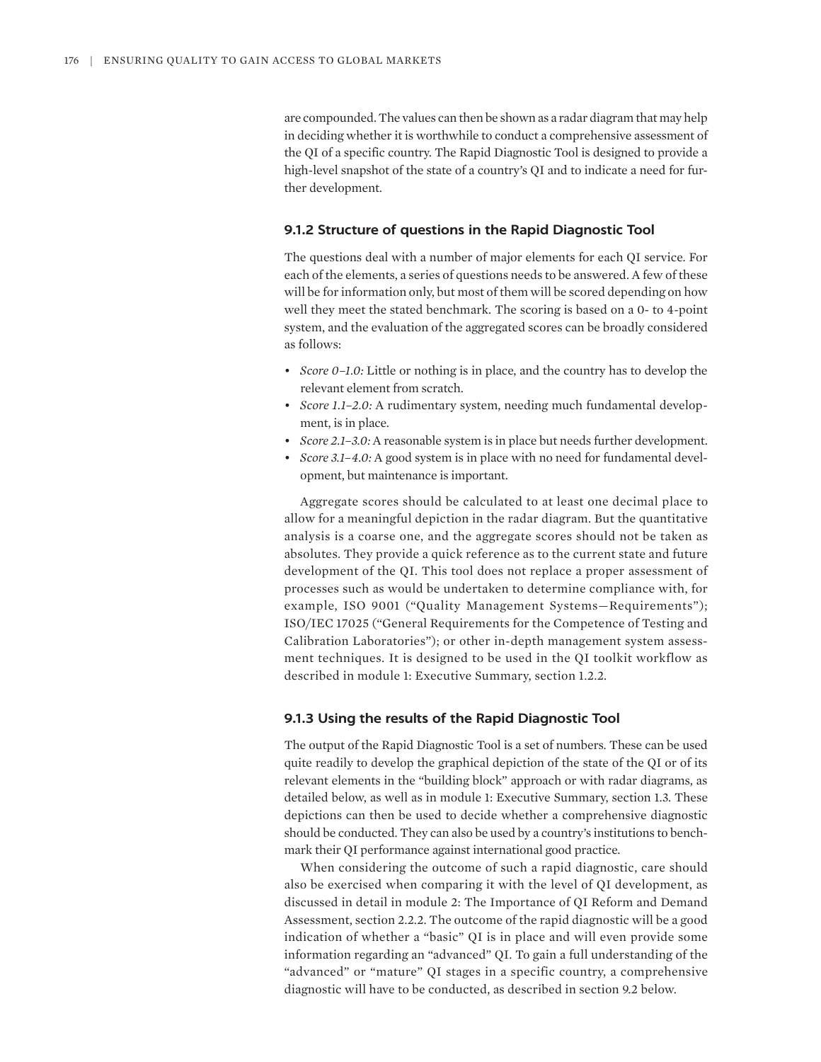are compounded. The values can then be shown as a radar diagram that may help in deciding whether it is worthwhile to conduct a comprehensive assessment of the QI of a specific country. The Rapid Diagnostic Tool is designed to provide a high-level snapshot of the state of a country's QI and to indicate a need for further development.

### 9.1.2 Structure of questions in the Rapid Diagnostic Tool

The questions deal with a number of major elements for each QI service. For each of the elements, a series of questions needs to be answered. A few of these will be for information only, but most of them will be scored depending on how well they meet the stated benchmark. The scoring is based on a 0- to 4-point system, and the evaluation of the aggregated scores can be broadly considered as follows:

- *Score 0–1.0:* Little or nothing is in place, and the country has to develop the relevant element from scratch.
- *Score 1.1–2.0:* A rudimentary system, needing much fundamental development, is in place.
- *Score 2.1–3.0:* A reasonable system is in place but needs further development.
- *Score 3.1–4.0:* A good system is in place with no need for fundamental development, but maintenance is important.

Aggregate scores should be calculated to at least one decimal place to allow for a meaningful depiction in the radar diagram. But the quantitative analysis is a coarse one, and the aggregate scores should not be taken as absolutes. They provide a quick reference as to the current state and future development of the QI. This tool does not replace a proper assessment of processes such as would be undertaken to determine compliance with, for example, ISO 9001 ("Quality Management Systems—Requirements"); ISO/IEC 17025 ("General Requirements for the Competence of Testing and Calibration Laboratories"); or other in-depth management system assessment techniques. It is designed to be used in the QI toolkit workflow as described in module 1: Executive Summary, section 1.2.2.

### 9.1.3 Using the results of the Rapid Diagnostic Tool

The output of the Rapid Diagnostic Tool is a set of numbers. These can be used quite readily to develop the graphical depiction of the state of the QI or of its relevant elements in the "building block" approach or with radar diagrams, as detailed below, as well as in module 1: Executive Summary, section 1.3. These depictions can then be used to decide whether a comprehensive diagnostic should be conducted. They can also be used by a country's institutions to benchmark their QI performance against international good practice.

When considering the outcome of such a rapid diagnostic, care should also be exercised when comparing it with the level of QI development, as discussed in detail in module 2: The Importance of QI Reform and Demand Assessment, section 2.2.2. The outcome of the rapid diagnostic will be a good indication of whether a "basic" QI is in place and will even provide some information regarding an "advanced" QI. To gain a full understanding of the "advanced" or "mature" QI stages in a specific country, a comprehensive diagnostic will have to be conducted, as described in section 9.2 below.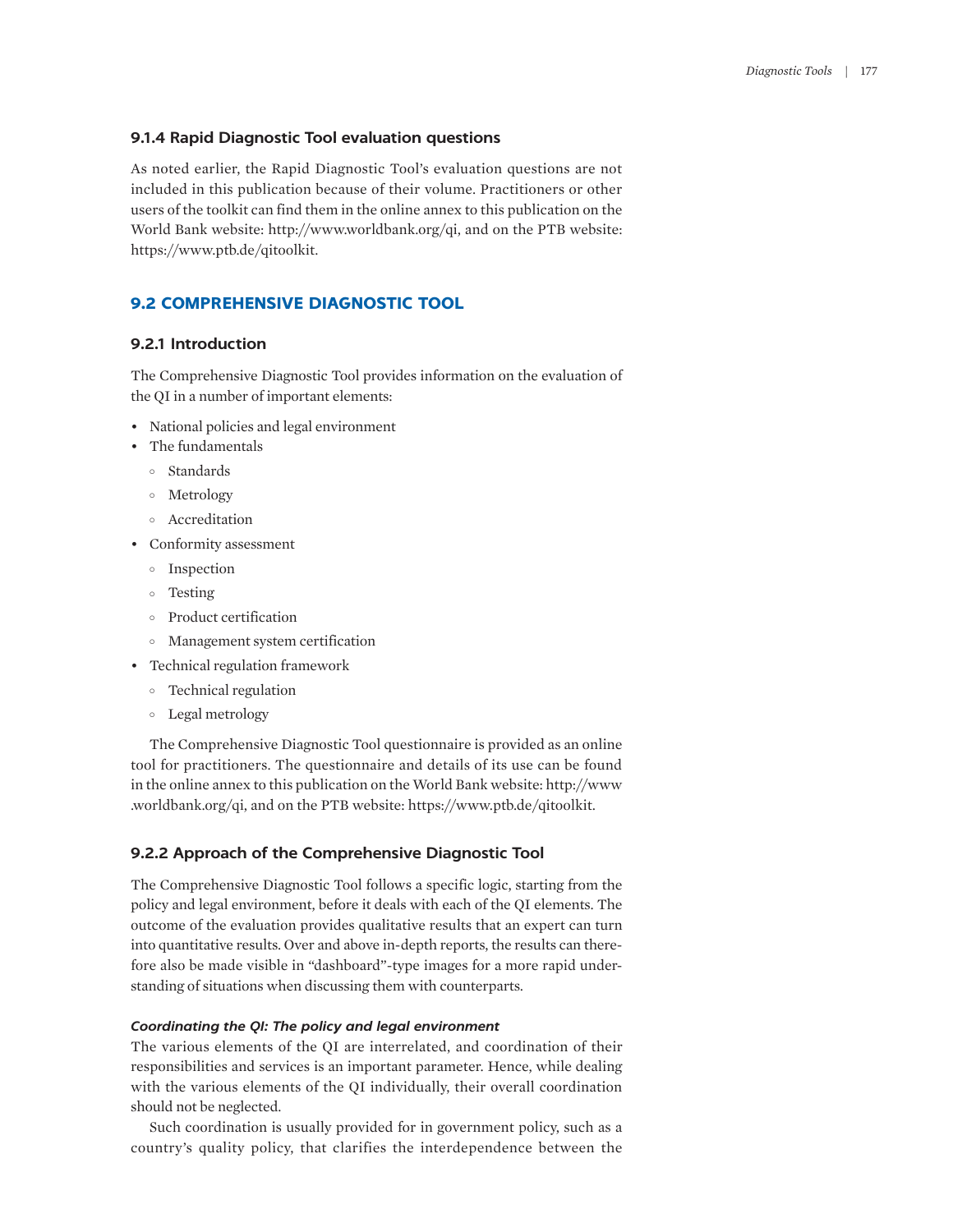### 9.1.4 Rapid Diagnostic Tool evaluation questions

As noted earlier, the Rapid Diagnostic Tool's evaluation questions are not included in this publication because of their volume. Practitioners or other users of the toolkit can find them in the online annex to this publication on the World Bank website: http://www.worldbank.org/qi, and on the PTB website: https://www.ptb.de/qitoolkit.

## 9.2 COMPREHENSIVE DIAGNOSTIC TOOL

### 9.2.1 Introduction

The Comprehensive Diagnostic Tool provides information on the evaluation of the QI in a number of important elements:

- National policies and legal environment
- The fundamentals
  - Standards
  - Metrology
  - Accreditation
- Conformity assessment
  - Inspection
  - Testing
  - Product certification
  - Management system certification
- Technical regulation framework
  - Technical regulation
  - Legal metrology

The Comprehensive Diagnostic Tool questionnaire is provided as an online tool for practitioners. The questionnaire and details of its use can be found in the online annex to this publication on the World Bank website: http://www.worldbank.org/qi, and on the PTB website: https://www.ptb.de/qitoolkit.

### 9.2.2 Approach of the Comprehensive Diagnostic Tool

The Comprehensive Diagnostic Tool follows a specific logic, starting from the policy and legal environment, before it deals with each of the QI elements. The outcome of the evaluation provides qualitative results that an expert can turn into quantitative results. Over and above in-depth reports, the results can therefore also be made visible in "dashboard"-type images for a more rapid understanding of situations when discussing them with counterparts.

***Coordinating the QI: The policy and legal environment***

The various elements of the QI are interrelated, and coordination of their responsibilities and services is an important parameter. Hence, while dealing with the various elements of the QI individually, their overall coordination should not be neglected.

Such coordination is usually provided for in government policy, such as a country's quality policy, that clarifies the interdependence between the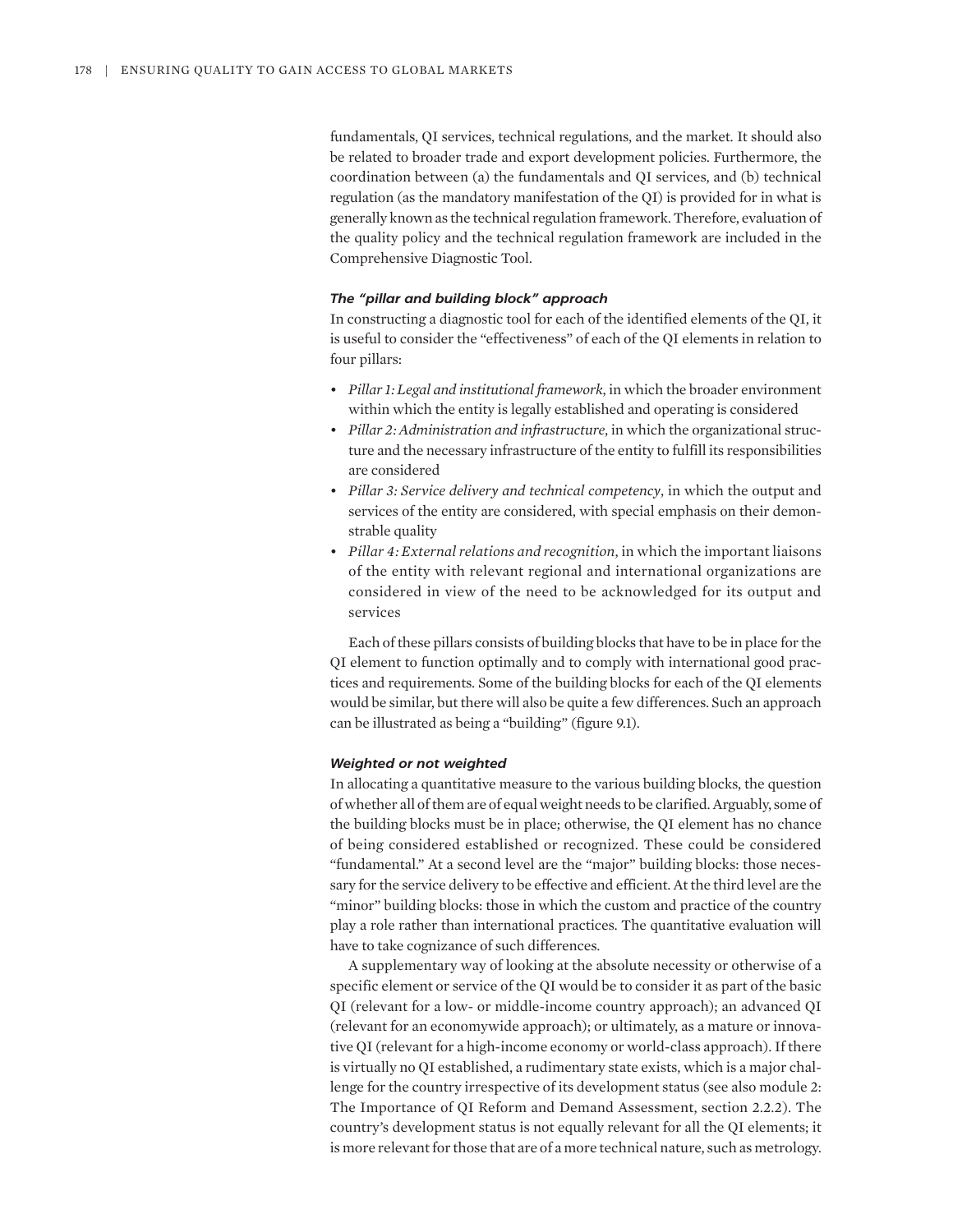fundamentals, QI services, technical regulations, and the market. It should also be related to broader trade and export development policies. Furthermore, the coordination between (a) the fundamentals and QI services, and (b) technical regulation (as the mandatory manifestation of the QI) is provided for in what is generally known as the technical regulation framework. Therefore, evaluation of the quality policy and the technical regulation framework are included in the Comprehensive Diagnostic Tool.

#### *The "pillar and building block" approach*

In constructing a diagnostic tool for each of the identified elements of the QI, it is useful to consider the "effectiveness" of each of the QI elements in relation to four pillars:

- *Pillar 1: Legal and institutional framework*, in which the broader environment within which the entity is legally established and operating is considered
- *Pillar 2: Administration and infrastructure*, in which the organizational structure and the necessary infrastructure of the entity to fulfill its responsibilities are considered
- *Pillar 3: Service delivery and technical competency*, in which the output and services of the entity are considered, with special emphasis on their demonstrable quality
- *Pillar 4: External relations and recognition*, in which the important liaisons of the entity with relevant regional and international organizations are considered in view of the need to be acknowledged for its output and services

Each of these pillars consists of building blocks that have to be in place for the QI element to function optimally and to comply with international good practices and requirements. Some of the building blocks for each of the QI elements would be similar, but there will also be quite a few differences. Such an approach can be illustrated as being a "building" (figure 9.1).

#### *Weighted or not weighted*

In allocating a quantitative measure to the various building blocks, the question of whether all of them are of equal weight needs to be clarified. Arguably, some of the building blocks must be in place; otherwise, the QI element has no chance of being considered established or recognized. These could be considered "fundamental." At a second level are the "major" building blocks: those necessary for the service delivery to be effective and efficient. At the third level are the "minor" building blocks: those in which the custom and practice of the country play a role rather than international practices. The quantitative evaluation will have to take cognizance of such differences.

A supplementary way of looking at the absolute necessity or otherwise of a specific element or service of the QI would be to consider it as part of the basic QI (relevant for a low- or middle-income country approach); an advanced QI (relevant for an economywide approach); or ultimately, as a mature or innovative QI (relevant for a high-income economy or world-class approach). If there is virtually no QI established, a rudimentary state exists, which is a major challenge for the country irrespective of its development status (see also module 2: The Importance of QI Reform and Demand Assessment, section 2.2.2). The country's development status is not equally relevant for all the QI elements; it is more relevant for those that are of a more technical nature, such as metrology.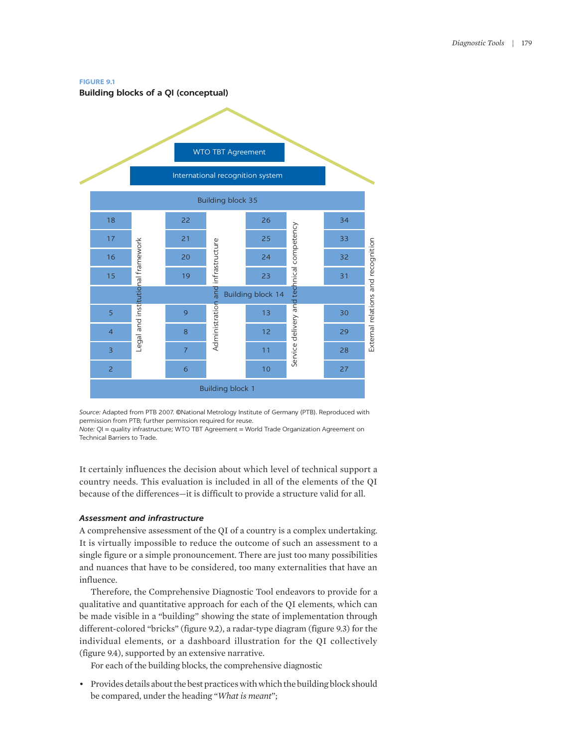**FIGURE 9.1**

**Building blocks of a QI (conceptual)**

WTO TBT Agreement

International recognition system

Building block 35

| | Legal and institutional framework | | Administration and infrastructure | | Service delivery and technical competency | | External relations and recognition |
|---|---|---|---|---|---|---|---|
| 18 | | 22 | | 26 | | 34 | |
| 17 | | 21 | | 25 | | 33 | |
| 16 | | 20 | | 24 | | 32 | |
| 15 | | 19 | | 23 | | 31 | |

Building block 14

| | Legal and institutional framework | | Administration and infrastructure | | Service delivery and technical competency | | External relations and recognition |
|---|---|---|---|---|---|---|---|
| 5 | | 9 | | 13 | | 30 | |
| 4 | | 8 | | 12 | | 29 | |
| 3 | | 7 | | 11 | | 28 | |
| 2 | | 6 | | 10 | | 27 | |

Building block 1

*Source:* Adapted from PTB 2007. ©National Metrology Institute of Germany (PTB). Reproduced with permission from PTB; further permission required for reuse.
*Note:* QI = quality infrastructure; WTO TBT Agreement = World Trade Organization Agreement on Technical Barriers to Trade.

It certainly influences the decision about which level of technical support a country needs. This evaluation is included in all of the elements of the QI because of the differences—it is difficult to provide a structure valid for all.

### *Assessment and infrastructure*

A comprehensive assessment of the QI of a country is a complex undertaking. It is virtually impossible to reduce the outcome of such an assessment to a single figure or a simple pronouncement. There are just too many possibilities and nuances that have to be considered, too many externalities that have an influence.

Therefore, the Comprehensive Diagnostic Tool endeavors to provide for a qualitative and quantitative approach for each of the QI elements, which can be made visible in a "building" showing the state of implementation through different-colored "bricks" (figure 9.2), a radar-type diagram (figure 9.3) for the individual elements, or a dashboard illustration for the QI collectively (figure 9.4), supported by an extensive narrative.

For each of the building blocks, the comprehensive diagnostic

- Provides details about the best practices with which the building block should be compared, under the heading "*What is meant*";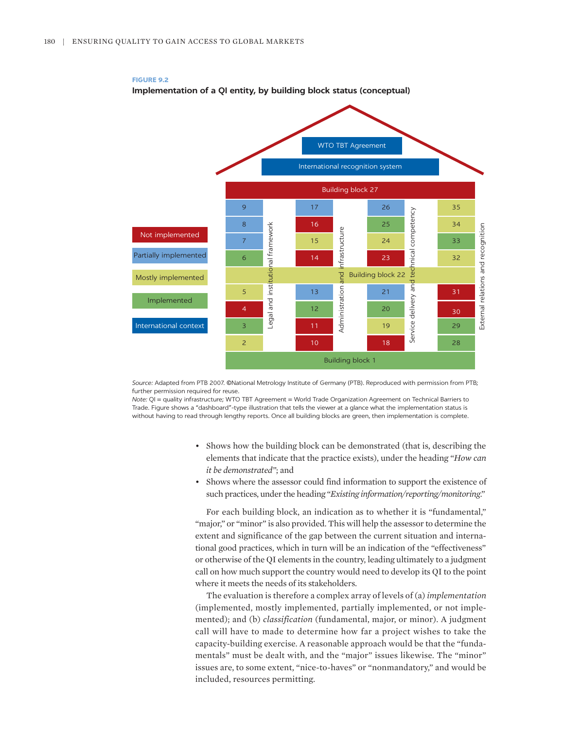**FIGURE 9.2**

**Implementation of a QI entity, by building block status (conceptual)**

| | Legal and institutional framework | Administration and infrastructure | Service delivery and technical competency | External relations and recognition |
|---|---|---|---|---|
| Roof | WTO TBT Agreement; International recognition system | | | |
| Building block 27 (Not implemented) | | | | |
| | 9 (Partially implemented) | 17 (Partially implemented) | 26 (Partially implemented) | 35 (Mostly implemented) |
| | 8 (Partially implemented) | 16 (Not implemented) | 25 (Implemented) | 34 (Mostly implemented) |
| | 7 (Partially implemented) | 15 (Mostly implemented) | 24 (Mostly implemented) | 33 (Implemented) |
| | 6 (Implemented) | 14 (Not implemented) | 23 (Not implemented) | 32 (Mostly implemented) |
| Building block 22 (Mostly implemented) | | | | |
| | 5 (Mostly implemented) | 13 (Partially implemented) | 21 (Partially implemented) | 31 (Not implemented) |
| | 4 (Not implemented) | 12 (Implemented) | 20 (Implemented) | 30 (Not implemented) |
| | 3 (Implemented) | 11 (Not implemented) | 19 (Mostly implemented) | 29 (Implemented) |
| | 2 (Mostly implemented) | 10 (Not implemented) | 18 (Not implemented) | 28 (Implemented) |
| Building block 1 (Implemented) | | | | |

Legend: Not implemented; Partially implemented; Mostly implemented; Implemented; International context

*Source:* Adapted from PTB 2007. ©National Metrology Institute of Germany (PTB). Reproduced with permission from PTB; further permission required for reuse.

*Note:* QI = quality infrastructure; WTO TBT Agreement = World Trade Organization Agreement on Technical Barriers to Trade. Figure shows a "dashboard"-type illustration that tells the viewer at a glance what the implementation status is without having to read through lengthy reports. Once all building blocks are green, then implementation is complete.

- Shows how the building block can be demonstrated (that is, describing the elements that indicate that the practice exists), under the heading "*How can it be demonstrated*"; and
- Shows where the assessor could find information to support the existence of such practices, under the heading "*Existing information/reporting/monitoring*."

For each building block, an indication as to whether it is "fundamental," "major," or "minor" is also provided. This will help the assessor to determine the extent and significance of the gap between the current situation and international good practices, which in turn will be an indication of the "effectiveness" or otherwise of the QI elements in the country, leading ultimately to a judgment call on how much support the country would need to develop its QI to the point where it meets the needs of its stakeholders.

The evaluation is therefore a complex array of levels of (a) *implementation* (implemented, mostly implemented, partially implemented, or not implemented); and (b) *classification* (fundamental, major, or minor). A judgment call will have to made to determine how far a project wishes to take the capacity-building exercise. A reasonable approach would be that the "fundamentals" must be dealt with, and the "major" issues likewise. The "minor" issues are, to some extent, "nice-to-haves" or "nonmandatory," and would be included, resources permitting.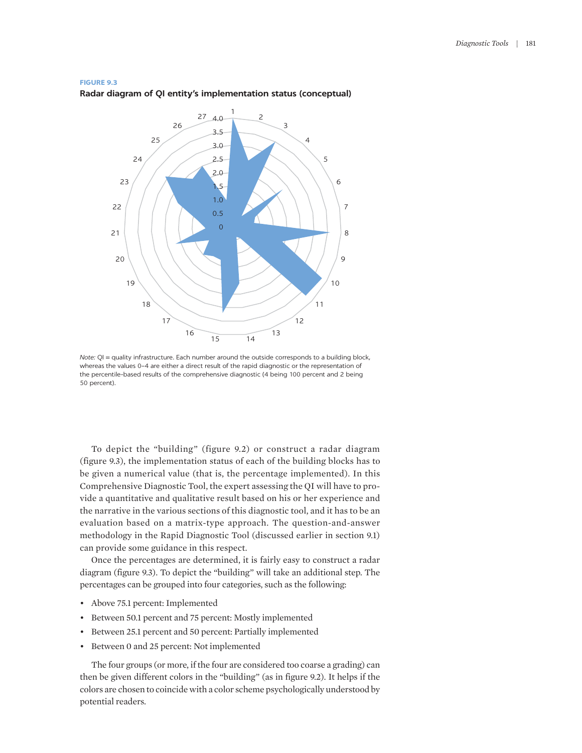**FIGURE 9.3**

**Radar diagram of QI entity's implementation status (conceptual)**

*Note:* QI = quality infrastructure. Each number around the outside corresponds to a building block, whereas the values 0–4 are either a direct result of the rapid diagnostic or the representation of the percentile-based results of the comprehensive diagnostic (4 being 100 percent and 2 being 50 percent).

To depict the "building" (figure 9.2) or construct a radar diagram (figure 9.3), the implementation status of each of the building blocks has to be given a numerical value (that is, the percentage implemented). In this Comprehensive Diagnostic Tool, the expert assessing the QI will have to provide a quantitative and qualitative result based on his or her experience and the narrative in the various sections of this diagnostic tool, and it has to be an evaluation based on a matrix-type approach. The question-and-answer methodology in the Rapid Diagnostic Tool (discussed earlier in section 9.1) can provide some guidance in this respect.

Once the percentages are determined, it is fairly easy to construct a radar diagram (figure 9.3). To depict the "building" will take an additional step. The percentages can be grouped into four categories, such as the following:

- Above 75.1 percent: Implemented
- Between 50.1 percent and 75 percent: Mostly implemented
- Between 25.1 percent and 50 percent: Partially implemented
- Between 0 and 25 percent: Not implemented

The four groups (or more, if the four are considered too coarse a grading) can then be given different colors in the "building" (as in figure 9.2). It helps if the colors are chosen to coincide with a color scheme psychologically understood by potential readers.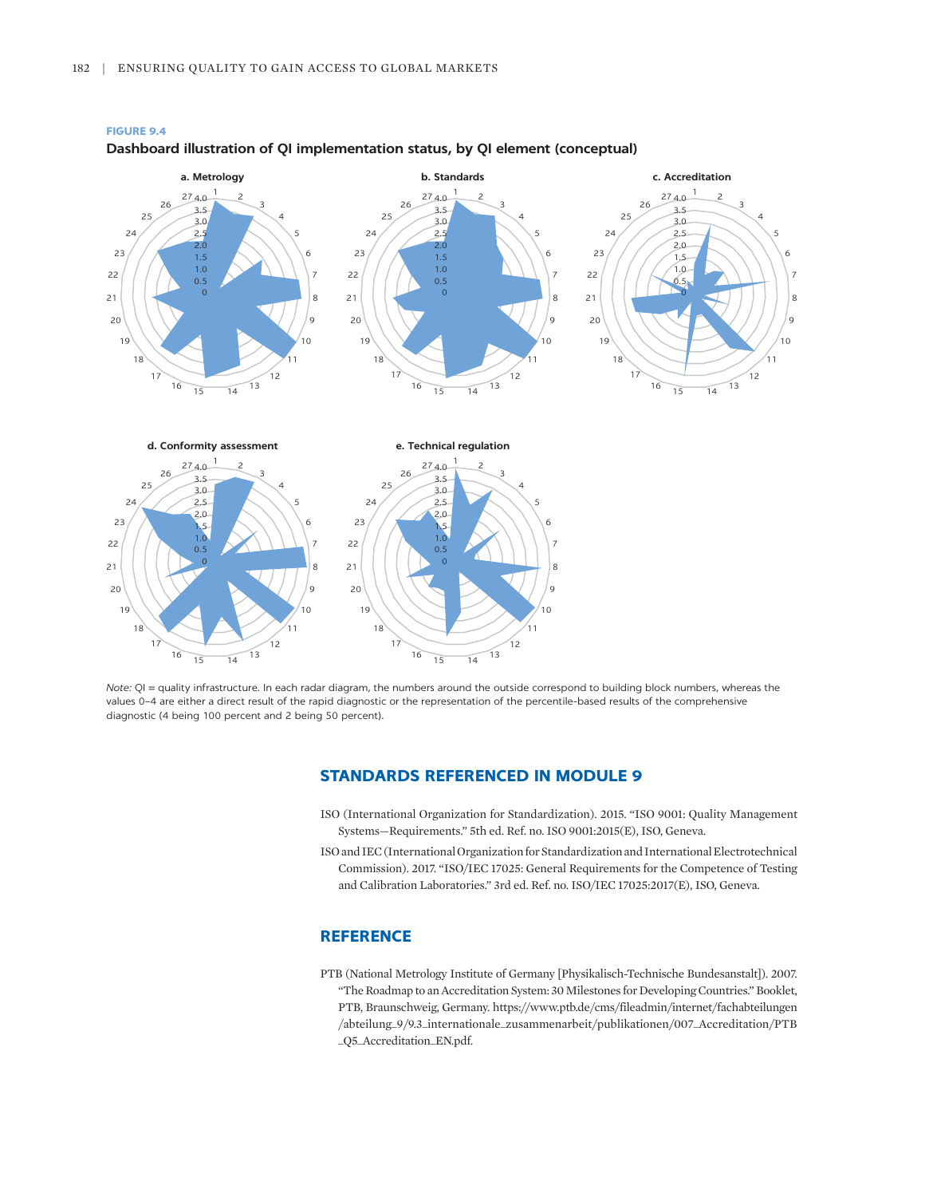**FIGURE 9.4**

**Dashboard illustration of QI implementation status, by QI element (conceptual)**

**a. Metrology**

**b. Standards**

**c. Accreditation**

**d. Conformity assessment**

**e. Technical regulation**

*Note:* QI = quality infrastructure. In each radar diagram, the numbers around the outside correspond to building block numbers, whereas the values 0–4 are either a direct result of the rapid diagnostic or the representation of the percentile-based results of the comprehensive diagnostic (4 being 100 percent and 2 being 50 percent).

## STANDARDS REFERENCED IN MODULE 9

ISO (International Organization for Standardization). 2015. "ISO 9001: Quality Management Systems—Requirements." 5th ed. Ref. no. ISO 9001:2015(E), ISO, Geneva.

ISO and IEC (International Organization for Standardization and International Electrotechnical Commission). 2017. "ISO/IEC 17025: General Requirements for the Competence of Testing and Calibration Laboratories." 3rd ed. Ref. no. ISO/IEC 17025:2017(E), ISO, Geneva.

## REFERENCE

PTB (National Metrology Institute of Germany [Physikalisch-Technische Bundesanstalt]). 2007. "The Roadmap to an Accreditation System: 30 Milestones for Developing Countries." Booklet, PTB, Braunschweig, Germany. https://www.ptb.de/cms/fileadmin/internet/fachabteilungen/abteilung_9/9.3_internationale_zusammenarbeit/publikationen/007_Accreditation/PTB_Q5_Accreditation_EN.pdf.